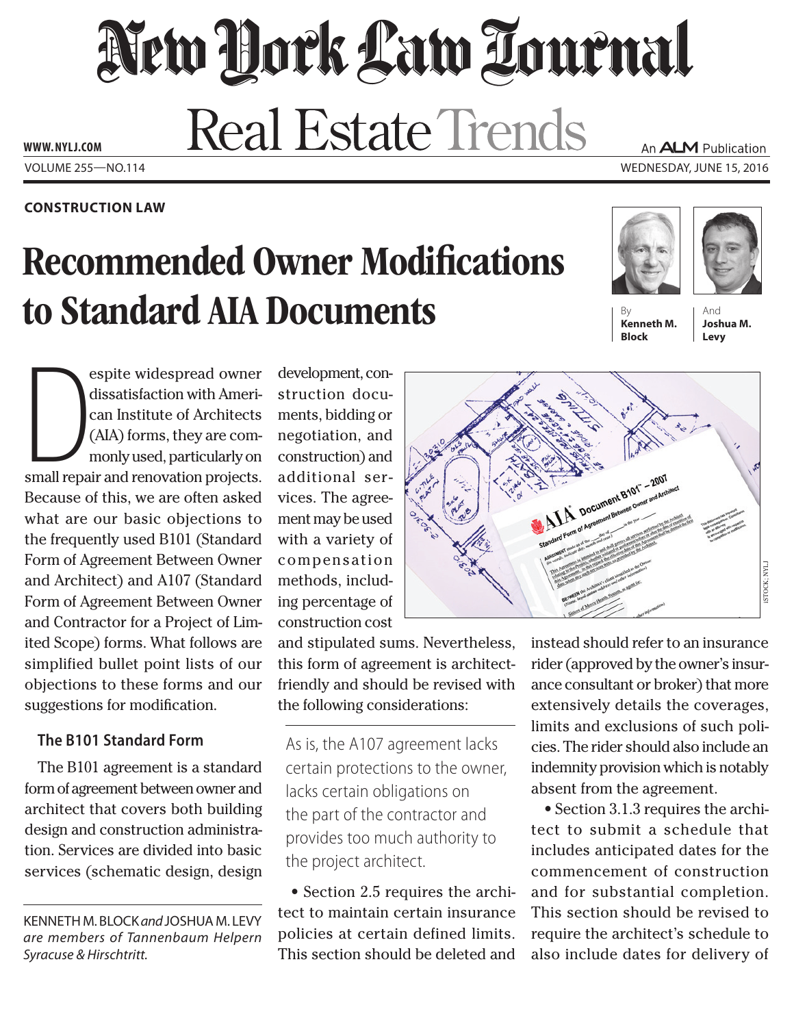# New York Law Journal

# Real Estate Trends

WWW.NYLJ.COM

An ALM Publication

VOLUME 255—NO.114

WEDNESDAY, JUNE 15, 2016

**CONSTRUCTION LAW**

## Recommended Owner Modifications to Standard AIA Documents

By **Kenneth M. Block** And **Joshua M. Levy**

Despite widespread owner dissatisfaction with American Institute of Architects (AIA) forms, they are commonly used, particularly on small repair and renovation projects. Because of this, we are often asked what are our basic objections to the frequently used B101 (Standard Form of Agreement Between Owner and Architect) and A107 (Standard Form of Agreement Between Owner and Contractor for a Project of Limited Scope) forms. What follows are simplified bullet point lists of our objections to these forms and our suggestions for modification.

### The B101 Standard Form

The B101 agreement is a standard form of agreement between owner and architect that covers both building design and construction administration. Services are divided into basic services (schematic design, design development, construction documents, bidding or negotiation, and construction) and additional services. The agreement may be used with a variety of compensation methods, including percentage of construction cost and stipulated sums. Nevertheless, this form of agreement is architect-friendly and should be revised with the following considerations:

> As is, the A107 agreement lacks certain protections to the owner, lacks certain obligations on the part of the contractor and provides too much authority to the project architect.

- Section 2.5 requires the architect to maintain certain insurance policies at certain defined limits. This section should be deleted and instead should refer to an insurance rider (approved by the owner's insurance consultant or broker) that more extensively details the coverages, limits and exclusions of such policies. The rider should also include an indemnity provision which is notably absent from the agreement.

- Section 3.1.3 requires the architect to submit a schedule that includes anticipated dates for the commencement of construction and for substantial completion. This section should be revised to require the architect's schedule to also include dates for delivery of

KENNETH M. BLOCK *and* JOSHUA M. LEVY *are members of Tannenbaum Helpern Syracuse & Hirschtritt.*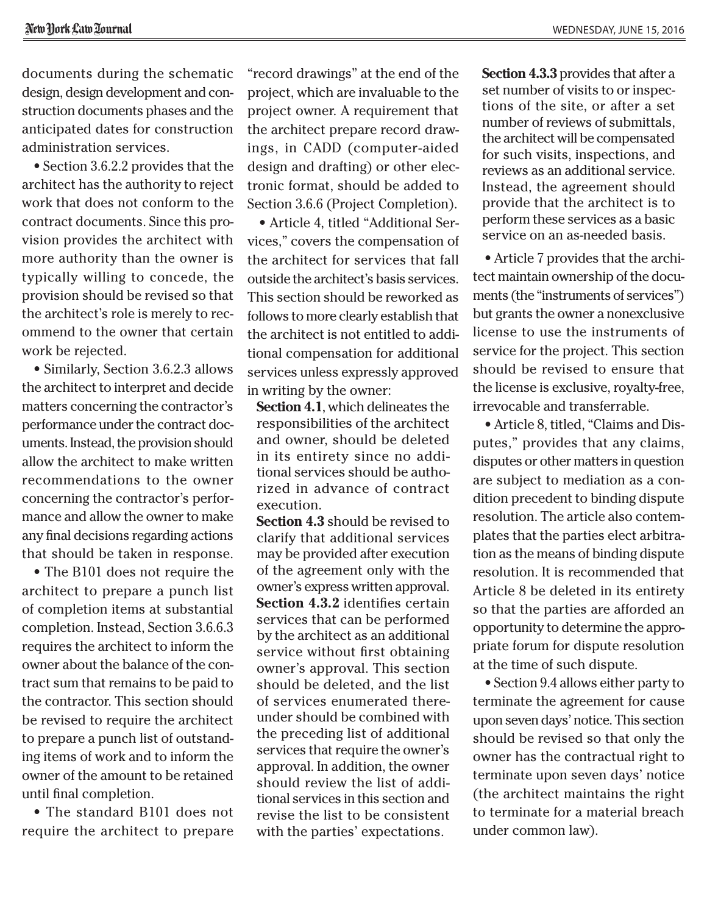documents during the schematic design, design development and construction documents phases and the anticipated dates for construction administration services.

- Section 3.6.2.2 provides that the architect has the authority to reject work that does not conform to the contract documents. Since this provision provides the architect with more authority than the owner is typically willing to concede, the provision should be revised so that the architect's role is merely to recommend to the owner that certain work be rejected.

- Similarly, Section 3.6.2.3 allows the architect to interpret and decide matters concerning the contractor's performance under the contract documents. Instead, the provision should allow the architect to make written recommendations to the owner concerning the contractor's performance and allow the owner to make any final decisions regarding actions that should be taken in response.

- The B101 does not require the architect to prepare a punch list of completion items at substantial completion. Instead, Section 3.6.6.3 requires the architect to inform the owner about the balance of the contract sum that remains to be paid to the contractor. This section should be revised to require the architect to prepare a punch list of outstanding items of work and to inform the owner of the amount to be retained until final completion.

- The standard B101 does not require the architect to prepare "record drawings" at the end of the project, which are invaluable to the project owner. A requirement that the architect prepare record drawings, in CADD (computer-aided design and drafting) or other electronic format, should be added to Section 3.6.6 (Project Completion).

- Article 4, titled "Additional Services," covers the compensation of the architect for services that fall outside the architect's basis services. This section should be reworked as follows to more clearly establish that the architect is not entitled to additional compensation for additional services unless expressly approved in writing by the owner:

  **Section 4.1**, which delineates the responsibilities of the architect and owner, should be deleted in its entirety since no additional services should be authorized in advance of contract execution.

  **Section 4.3** should be revised to clarify that additional services may be provided after execution of the agreement only with the owner's express written approval.

  **Section 4.3.2** identifies certain services that can be performed by the architect as an additional service without first obtaining owner's approval. This section should be deleted, and the list of services enumerated thereunder should be combined with the preceding list of additional services that require the owner's approval. In addition, the owner should review the list of additional services in this section and revise the list to be consistent with the parties' expectations.

  **Section 4.3.3** provides that after a set number of visits to or inspections of the site, or after a set number of reviews of submittals, the architect will be compensated for such visits, inspections, and reviews as an additional service. Instead, the agreement should provide that the architect is to perform these services as a basic service on an as-needed basis.

- Article 7 provides that the architect maintain ownership of the documents (the "instruments of services") but grants the owner a nonexclusive license to use the instruments of service for the project. This section should be revised to ensure that the license is exclusive, royalty-free, irrevocable and transferrable.

- Article 8, titled, "Claims and Disputes," provides that any claims, disputes or other matters in question are subject to mediation as a condition precedent to binding dispute resolution. The article also contemplates that the parties elect arbitration as the means of binding dispute resolution. It is recommended that Article 8 be deleted in its entirety so that the parties are afforded an opportunity to determine the appropriate forum for dispute resolution at the time of such dispute.

- Section 9.4 allows either party to terminate the agreement for cause upon seven days' notice. This section should be revised so that only the owner has the contractual right to terminate upon seven days' notice (the architect maintains the right to terminate for a material breach under common law).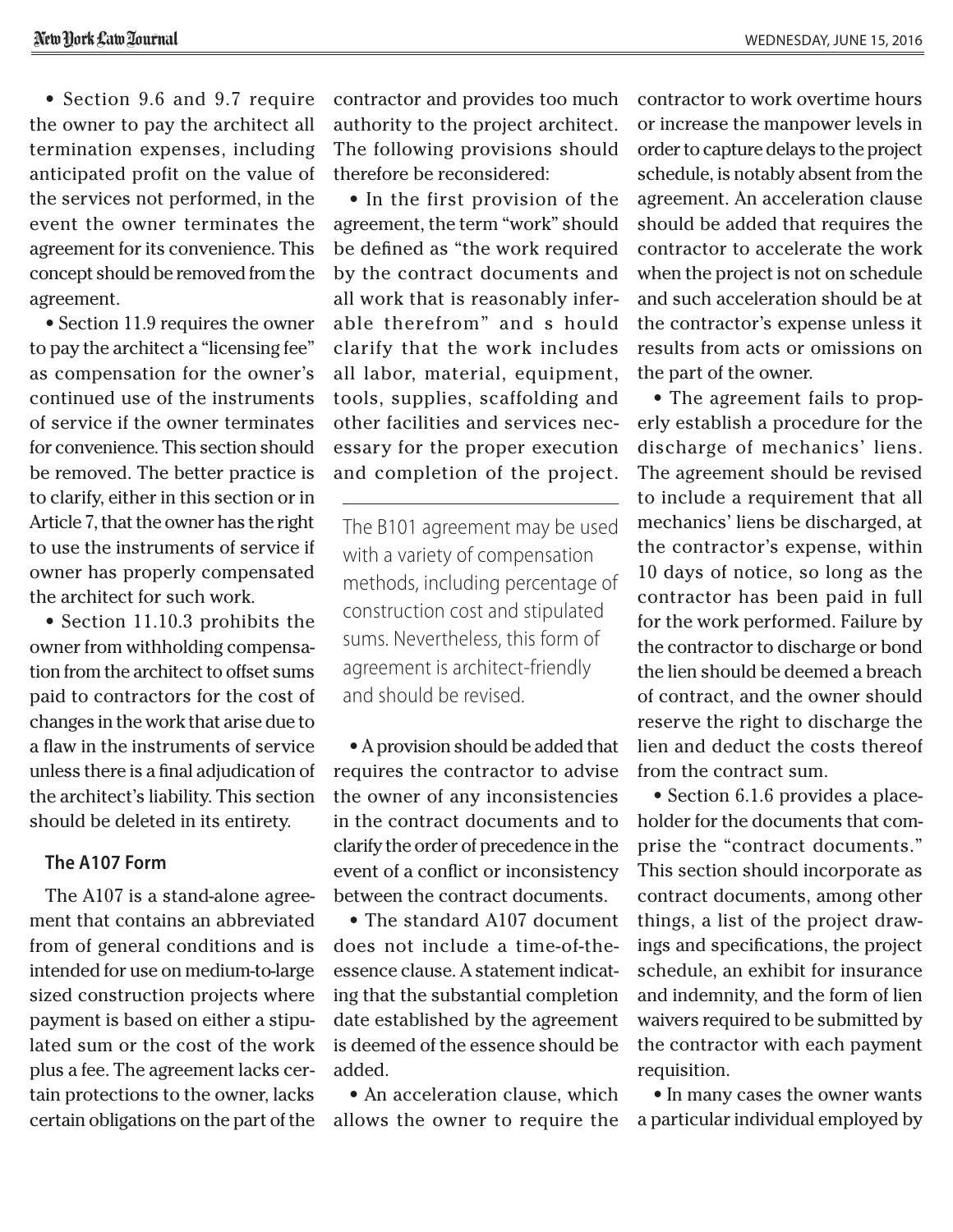• Section 9.6 and 9.7 require the owner to pay the architect all termination expenses, including anticipated profit on the value of the services not performed, in the event the owner terminates the agreement for its convenience. This concept should be removed from the agreement.

• Section 11.9 requires the owner to pay the architect a "licensing fee" as compensation for the owner's continued use of the instruments of service if the owner terminates for convenience. This section should be removed. The better practice is to clarify, either in this section or in Article 7, that the owner has the right to use the instruments of service if owner has properly compensated the architect for such work.

• Section 11.10.3 prohibits the owner from withholding compensation from the architect to offset sums paid to contractors for the cost of changes in the work that arise due to a flaw in the instruments of service unless there is a final adjudication of the architect's liability. This section should be deleted in its entirety.

### The A107 Form

The A107 is a stand-alone agreement that contains an abbreviated from of general conditions and is intended for use on medium-to-large sized construction projects where payment is based on either a stipulated sum or the cost of the work plus a fee. The agreement lacks certain protections to the owner, lacks certain obligations on the part of the contractor and provides too much authority to the project architect. The following provisions should therefore be reconsidered:

• In the first provision of the agreement, the term "work" should be defined as "the work required by the contract documents and all work that is reasonably inferable therefrom" and s hould clarify that the work includes all labor, material, equipment, tools, supplies, scaffolding and other facilities and services necessary for the proper execution and completion of the project.

> The B101 agreement may be used with a variety of compensation methods, including percentage of construction cost and stipulated sums. Nevertheless, this form of agreement is architect-friendly and should be revised.

• A provision should be added that requires the contractor to advise the owner of any inconsistencies in the contract documents and to clarify the order of precedence in the event of a conflict or inconsistency between the contract documents.

• The standard A107 document does not include a time-of-the-essence clause. A statement indicating that the substantial completion date established by the agreement is deemed of the essence should be added.

• An acceleration clause, which allows the owner to require the contractor to work overtime hours or increase the manpower levels in order to capture delays to the project schedule, is notably absent from the agreement. An acceleration clause should be added that requires the contractor to accelerate the work when the project is not on schedule and such acceleration should be at the contractor's expense unless it results from acts or omissions on the part of the owner.

• The agreement fails to properly establish a procedure for the discharge of mechanics' liens. The agreement should be revised to include a requirement that all mechanics' liens be discharged, at the contractor's expense, within 10 days of notice, so long as the contractor has been paid in full for the work performed. Failure by the contractor to discharge or bond the lien should be deemed a breach of contract, and the owner should reserve the right to discharge the lien and deduct the costs thereof from the contract sum.

• Section 6.1.6 provides a placeholder for the documents that comprise the "contract documents." This section should incorporate as contract documents, among other things, a list of the project drawings and specifications, the project schedule, an exhibit for insurance and indemnity, and the form of lien waivers required to be submitted by the contractor with each payment requisition.

• In many cases the owner wants a particular individual employed by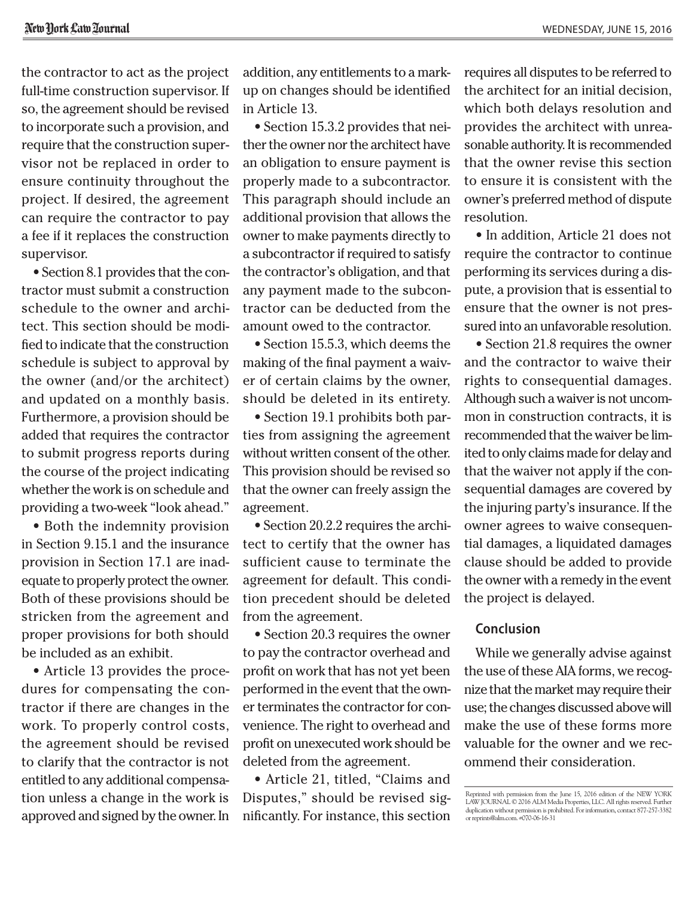the contractor to act as the project full-time construction supervisor. If so, the agreement should be revised to incorporate such a provision, and require that the construction supervisor not be replaced in order to ensure continuity throughout the project. If desired, the agreement can require the contractor to pay a fee if it replaces the construction supervisor.

- Section 8.1 provides that the contractor must submit a construction schedule to the owner and architect. This section should be modified to indicate that the construction schedule is subject to approval by the owner (and/or the architect) and updated on a monthly basis. Furthermore, a provision should be added that requires the contractor to submit progress reports during the course of the project indicating whether the work is on schedule and providing a two-week "look ahead."

- Both the indemnity provision in Section 9.15.1 and the insurance provision in Section 17.1 are inadequate to properly protect the owner. Both of these provisions should be stricken from the agreement and proper provisions for both should be included as an exhibit.

- Article 13 provides the procedures for compensating the contractor if there are changes in the work. To properly control costs, the agreement should be revised to clarify that the contractor is not entitled to any additional compensation unless a change in the work is approved and signed by the owner. In addition, any entitlements to a markup on changes should be identified in Article 13.

- Section 15.3.2 provides that neither the owner nor the architect have an obligation to ensure payment is properly made to a subcontractor. This paragraph should include an additional provision that allows the owner to make payments directly to a subcontractor if required to satisfy the contractor's obligation, and that any payment made to the subcontractor can be deducted from the amount owed to the contractor.

- Section 15.5.3, which deems the making of the final payment a waiver of certain claims by the owner, should be deleted in its entirety.

- Section 19.1 prohibits both parties from assigning the agreement without written consent of the other. This provision should be revised so that the owner can freely assign the agreement.

- Section 20.2.2 requires the architect to certify that the owner has sufficient cause to terminate the agreement for default. This condition precedent should be deleted from the agreement.

- Section 20.3 requires the owner to pay the contractor overhead and profit on work that has not yet been performed in the event that the owner terminates the contractor for convenience. The right to overhead and profit on unexecuted work should be deleted from the agreement.

- Article 21, titled, "Claims and Disputes," should be revised significantly. For instance, this section requires all disputes to be referred to the architect for an initial decision, which both delays resolution and provides the architect with unreasonable authority. It is recommended that the owner revise this section to ensure it is consistent with the owner's preferred method of dispute resolution.

- In addition, Article 21 does not require the contractor to continue performing its services during a dispute, a provision that is essential to ensure that the owner is not pressured into an unfavorable resolution.

- Section 21.8 requires the owner and the contractor to waive their rights to consequential damages. Although such a waiver is not uncommon in construction contracts, it is recommended that the waiver be limited to only claims made for delay and that the waiver not apply if the consequential damages are covered by the injuring party's insurance. If the owner agrees to waive consequential damages, a liquidated damages clause should be added to provide the owner with a remedy in the event the project is delayed.

## Conclusion

While we generally advise against the use of these AIA forms, we recognize that the market may require their use; the changes discussed above will make the use of these forms more valuable for the owner and we recommend their consideration.

Reprinted with permission from the June 15, 2016 edition of the NEW YORK LAW JOURNAL © 2016 ALM Media Properties, LLC. All rights reserved. Further duplication without permission is prohibited. For information, contact 877-257-3382 or reprints@alm.com. #070-06-16-31